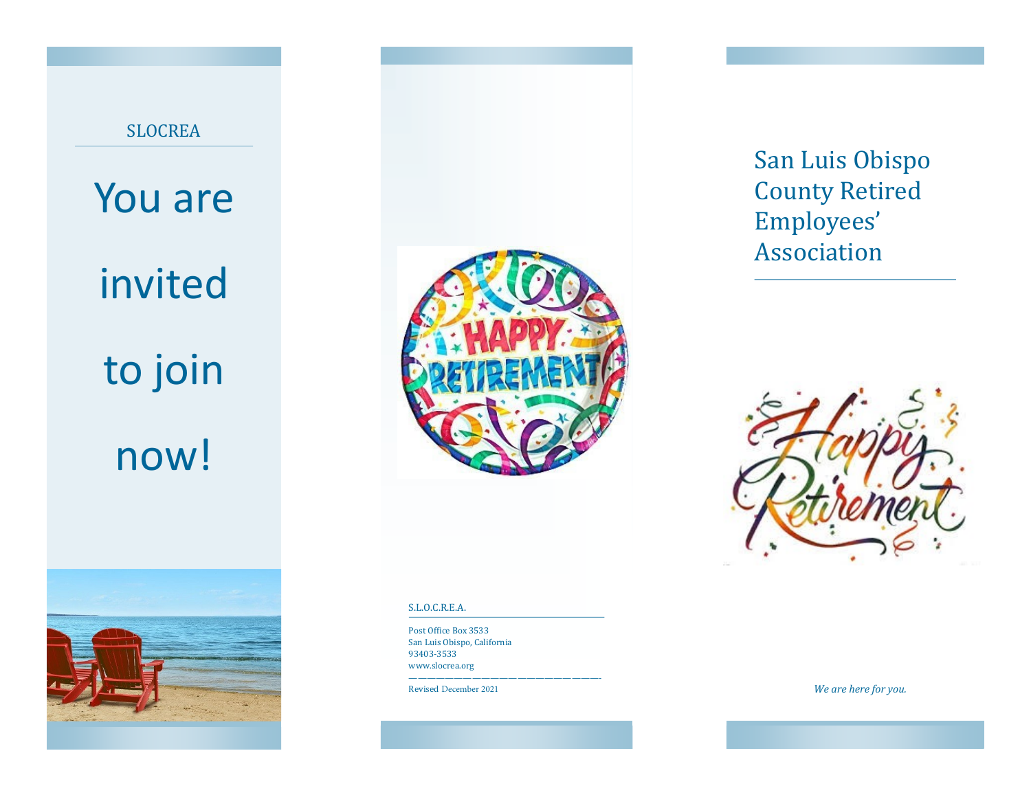SLOCREA

# You are invited to join now!

S.L.O.C.R.E.A.

Post Office Box 3533
San Luis Obispo, California
93403-3533
www.slocrea.org

Revised December 2021

# San Luis Obispo County Retired Employees' Association

*We are here for you.*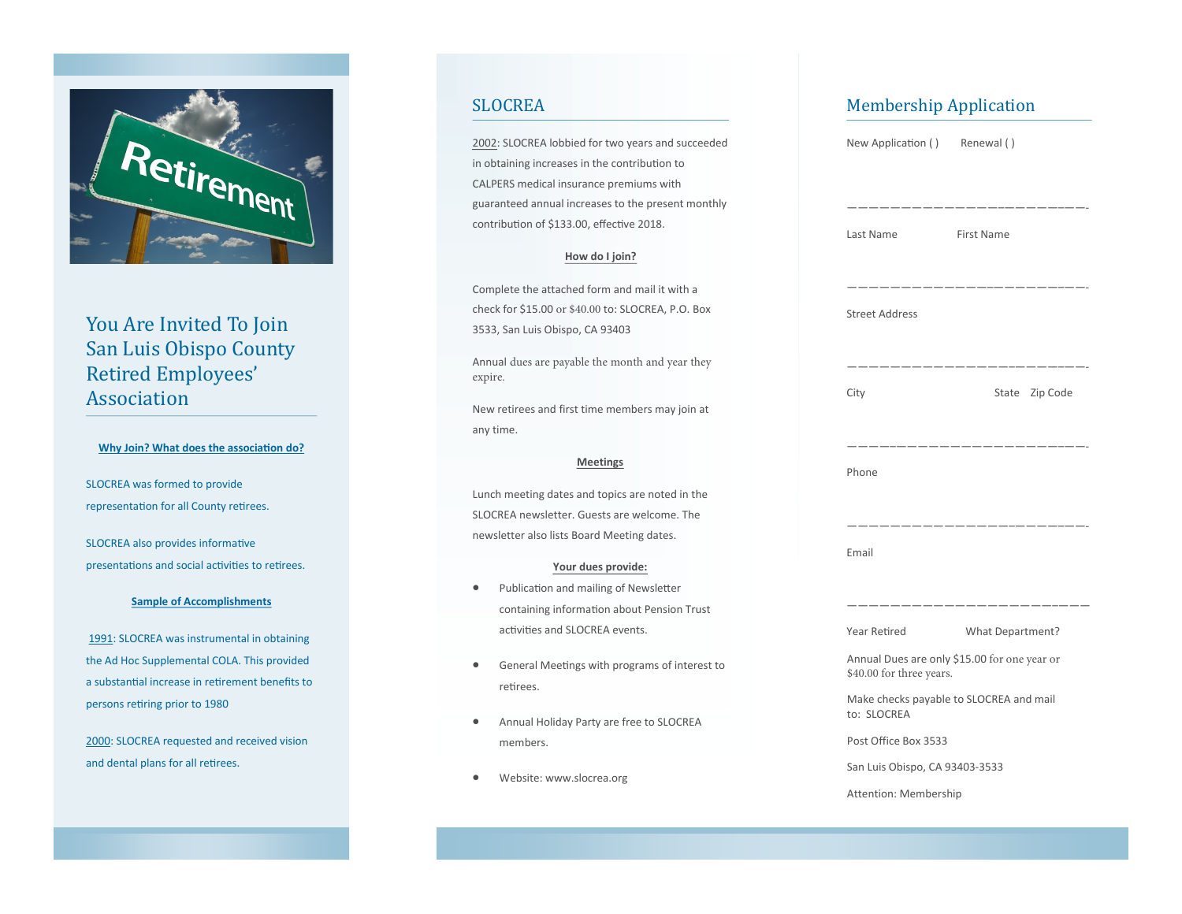## You Are Invited To Join San Luis Obispo County Retired Employees' Association

**Why Join? What does the association do?**

SLOCREA was formed to provide representation for all County retirees.

SLOCREA also provides informative presentations and social activities to retirees.

**Sample of Accomplishments**

1991: SLOCREA was instrumental in obtaining the Ad Hoc Supplemental COLA. This provided a substantial increase in retirement benefits to persons retiring prior to 1980

2000: SLOCREA requested and received vision and dental plans for all retirees.

## SLOCREA

2002: SLOCREA lobbied for two years and succeeded in obtaining increases in the contribution to CALPERS medical insurance premiums with guaranteed annual increases to the present monthly contribution of $133.00, effective 2018.

**How do I join?**

Complete the attached form and mail it with a check for $15.00 or $40.00 to: SLOCREA, P.O. Box 3533, San Luis Obispo, CA 93403

Annual dues are payable the month and year they expire.

New retirees and first time members may join at any time.

**Meetings**

Lunch meeting dates and topics are noted in the SLOCREA newsletter. Guests are welcome. The newsletter also lists Board Meeting dates.

**Your dues provide:**

- Publication and mailing of Newsletter containing information about Pension Trust activities and SLOCREA events.
- General Meetings with programs of interest to retirees.
- Annual Holiday Party are free to SLOCREA members.
- Website: www.slocrea.org

## Membership Application

New Application ( )     Renewal ( )

______________________________

Last Name     First Name

______________________________

Street Address

______________________________

City     State   Zip Code

______________________________

Phone

______________________________

Email

______________________________

Year Retired     What Department?

Annual Dues are only $15.00 for one year or $40.00 for three years.

Make checks payable to SLOCREA and mail to: SLOCREA

Post Office Box 3533

San Luis Obispo, CA 93403-3533

Attention: Membership